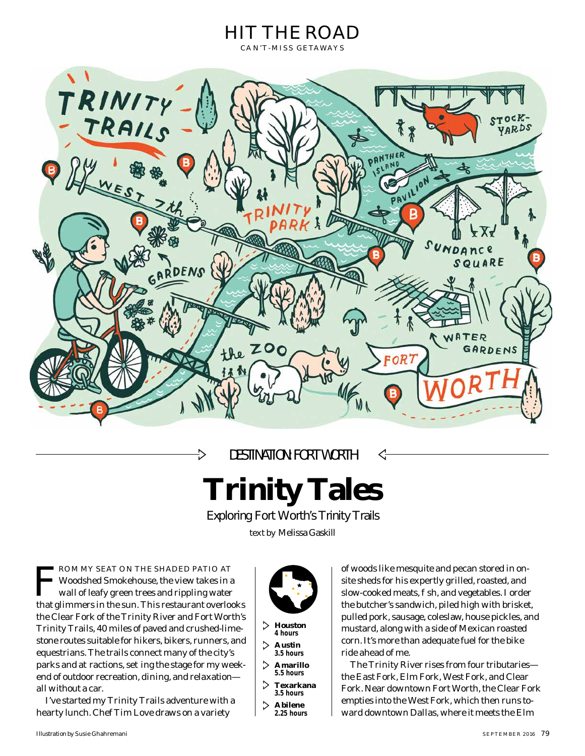# HIT THE ROAD

CAN'T-MISS GETAWAYS

DESTINATION: FORT WORTH

# Trinity Tales

## Exploring Fort Worth's Trinity Trails

text by Melissa Gaskill

FROM MY SEAT ON THE SHADED PATIO AT Woodshed Smokehouse, the view takes in a wall of leafy green trees and rippling water that glimmers in the sun. This restaurant overlooks the Clear Fork of the Trinity River and Fort Worth's Trinity Trails, 40 miles of paved and crushed-limestone routes suitable for hikers, bikers, runners, and equestrians. The trails connect many of the city's parks and at ractions, set ing the stage for my weekend of outdoor recreation, dining, and relaxation—all without a car.

I've started my Trinity Trails adventure with a hearty lunch. Chef Tim Love draws on a variety of woods like mesquite and pecan stored in onsite sheds for his expertly grilled, roasted, and slow-cooked meats, f sh, and vegetables. I order the butcher's sandwich, piled high with brisket, pulled pork, sausage, coleslaw, house pickles, and mustard, along with a side of Mexican roasted corn. It's more than adequate fuel for the bike ride ahead of me.

The Trinity River rises from four tributaries—the East Fork, Elm Fork, West Fork, and Clear Fork. Near downtown Fort Worth, the Clear Fork empties into the West Fork, which then runs toward downtown Dallas, where it meets the Elm

- **Houston** 4 hours
- **Austin** 3.5 hours
- **Amarillo** 5.5 hours
- **Texarkana** 3.5 hours
- **Abilene** 2.25 hours

Illustration by Susie Ghahremani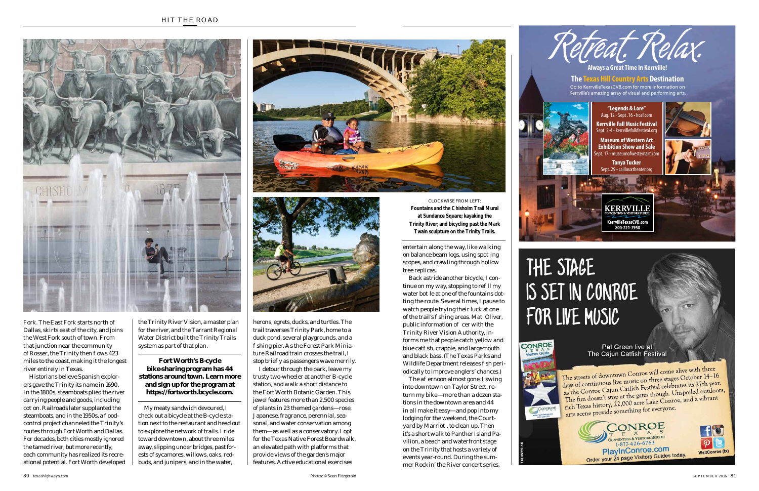Fork. The East Fork starts north of Dallas, skirts east of the city, and joins the West Fork south of town. From that junction near the community of Rosser, the Trinity then flows 423 miles to the coast, making it the longest river entirely in Texas.

Historians believe Spanish explorers gave the Trinity its name in 1690. In the 1800s, steamboats plied the river carrying people and goods, including cotton. Railroads later supplanted the steamboats, and in the 1950s, a flood-control project channeled the Trinity's routes through Fort Worth and Dallas. For decades, both cities mostly ignored the tamed river, but more recently, each community has realized its recreational potential. Fort Worth developed the Trinity River Vision, a master plan for the river, and the Tarrant Regional Water District built the Trinity Trails system as part of that plan.

**Fort Worth's B-cycle bike-sharing program has 44 stations around town. Learn more and sign up for the program at https://fortworth.bcycle.com.**

My meaty sandwich devoured, I check out a bicycle at the B-cycle station next to the restaurant and head out to explore the network of trails. I ride toward downtown, about three miles away, slipping under bridges, past forests of sycamores, willows, oaks, redbuds, and junipers, and in the water, herons, egrets, ducks, and turtles. The trail traverses Trinity Park, home to a duck pond, several playgrounds, and a fishing pier. As the Forest Park Miniature Railroad train crosses the trail, I stop briefly as passengers wave merrily.

I detour through the park, leave my trusty two-wheeler at another B-cycle station, and walk a short distance to the Fort Worth Botanic Garden. This jewel features more than 2,500 species of plants in 23 themed gardens—rose, Japanese, fragrance, perennial, seasonal, and water conservation among them—as well as a conservatory. I opt for the Texas Native Forest Boardwalk, an elevated path with platforms that provide views of the garden's major features. Active educational exercises entertain along the way, like walking on balance beam logs, using spotting scopes, and crawling through hollow tree replicas.

Back astride another bicycle, I continue on my way, stopping to refill my water bottle at one of the fountains dotting the route. Several times, I pause to watch people trying their luck at one of the trail's fishing areas. Matt Oliver, public information officer with the Trinity River Vision Authority, informs me that people catch yellow and blue catfish, crappie, and largemouth and black bass. (The Texas Parks and Wildlife Department releases fish periodically to improve anglers' chances.)

The afternoon almost gone, I swing into downtown on Taylor Street, return my bike—more than a dozen stations in the downtown area and 44 in all make it easy—and pop into my lodging for the weekend, the Courtyard by Marriott, to clean up. Then it's a short walk to Panther Island Pavilion, a beach and waterfront stage on the Trinity that hosts a variety of events year-round. During the summer Rockin' the River concert series,

CLOCKWISE FROM LEFT: **Fountains and the Chisholm Trail Mural at Sundance Square; kayaking the Trinity River; and bicycling past the Mark Twain sculpture on the Trinity Trails.**

Photos: © Sean Fitzgerald

# Retreat. Relax.

**Always a Great Time in Kerrville!**

**The Texas Hill Country Arts Destination**

Go to KerrvilleTexasCVB.com for more information on Kerrville's amazing array of visual and performing arts.

**"Legends & Lore"**
Aug. 12 - Sept. 16 • hcaf.com

**Kerrville Fall Music Festival**
Sept. 2-4 • kerrvillefolkfestival.org

**Museum of Western Art Exhibition Show and Sale**
Sept. 17 • museumofwesternart.com

**Tanya Tucker**
Sept. 29 • caillouxtheater.org

**KERRVILLE** CONVENTION & VISITORS BUREAU
KerrvilleTexasCVB.com
800-221-7958

# THE STAGE IS SET IN CONROE FOR LIVE MUSIC

Pat Green live at The Cajun Catfish Festival

The streets of downtown Conroe will come alive with three days of continuous live music on three stages October 14–16 as the Conroe Cajun Catfish Festival celebrates its 27th year. The fun doesn't stop at the gates though. Unspoiled outdoors, rich Texas history, 22,000 acre Lake Conroe, and a vibrant arts scene provide something for everyone.

CONROE TEXAS CONVENTION & VISITORS BUREAU
1-877-426-6763
PlayInConroe.com
Order your 24 page Visitors Guides today.
VisitConroe (tx)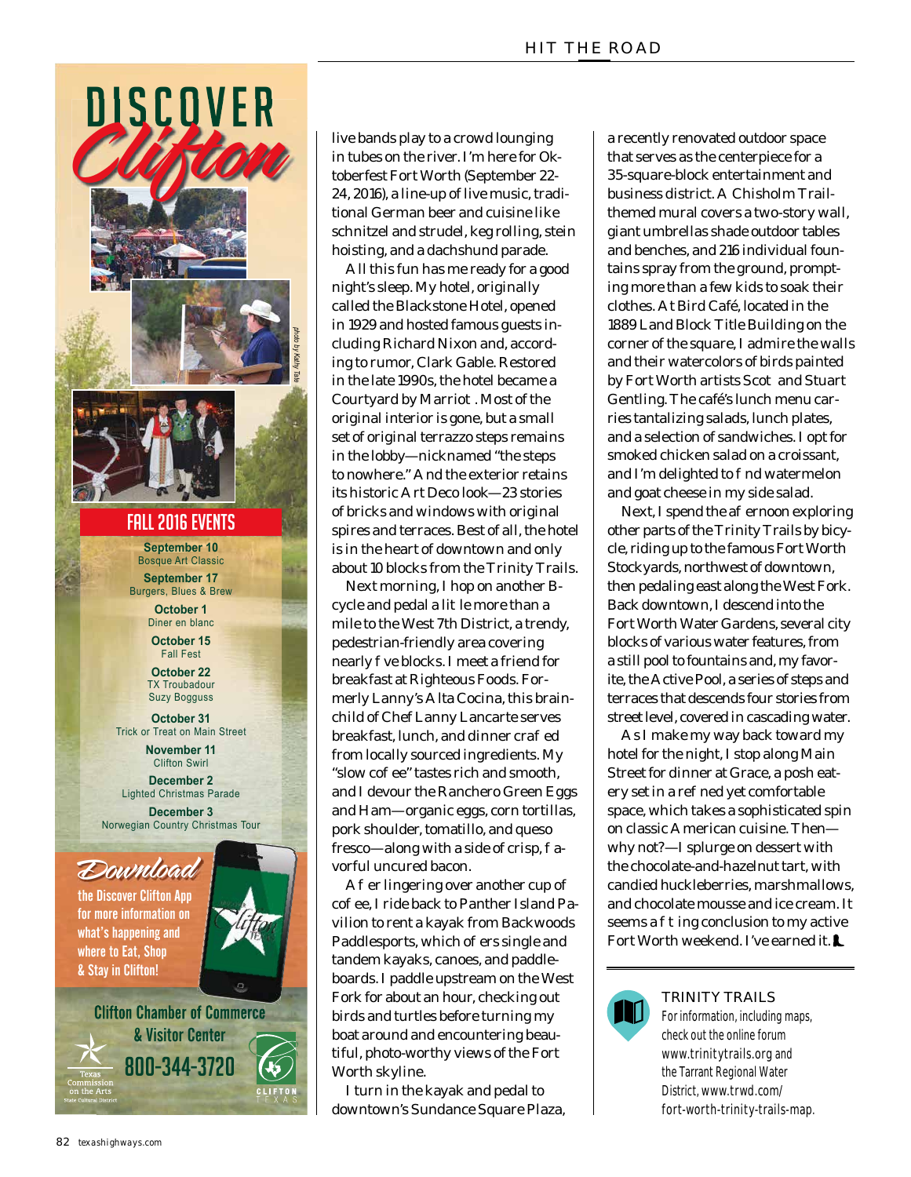# DISCOVER *Clifton*

photo by Kathy Tate

## FALL 2016 EVENTS

**September 10**
Bosque Art Classic

**September 17**
Burgers, Blues & Brew

**October 1**
Diner en blanc

**October 15**
Fall Fest

**October 22**
TX Troubadour
Suzy Bogguss

**October 31**
Trick or Treat on Main Street

**November 11**
Clifton Swirl

**December 2**
Lighted Christmas Parade

**December 3**
Norwegian Country Christmas Tour

*Download* the Discover Clifton App for more information on what's happening and where to Eat, Shop & Stay in Clifton!

Clifton Chamber of Commerce & Visitor Center
800-344-3720

Texas Commission on the Arts State Cultural District

CLIFTON TEXAS

---

live bands play to a crowd lounging in tubes on the river. I'm here for Oktoberfest Fort Worth (September 22-24, 2016), a line-up of live music, traditional German beer and cuisine like schnitzel and strudel, keg rolling, stein hoisting, and a dachshund parade.

All this fun has me ready for a good night's sleep. My hotel, originally called the Blackstone Hotel, opened in 1929 and hosted famous guests including Richard Nixon and, according to rumor, Clark Gable. Restored in the late 1990s, the hotel became a Courtyard by Marriott. Most of the original interior is gone, but a small set of original terrazzo steps remains in the lobby—nicknamed "the steps to nowhere." And the exterior retains its historic Art Deco look—23 stories of bricks and windows with original spires and terraces. Best of all, the hotel is in the heart of downtown and only about 10 blocks from the Trinity Trails.

Next morning, I hop on another B-cycle and pedal a little more than a mile to the West 7th District, a trendy, pedestrian-friendly area covering nearly five blocks. I meet a friend for breakfast at Righteous Foods. Formerly Lanny's Alta Cocina, this brainchild of Chef Lanny Lancarte serves breakfast, lunch, and dinner crafted from locally sourced ingredients. My "slow coffee" tastes rich and smooth, and I devour the Ranchero Green Eggs and Ham—organic eggs, corn tortillas, pork shoulder, tomatillo, and queso fresco—along with a side of crisp, flavorful uncured bacon.

After lingering over another cup of coffee, I ride back to Panther Island Pavilion to rent a kayak from Backwoods Paddlesports, which offers single and tandem kayaks, canoes, and paddleboards. I paddle upstream on the West Fork for about an hour, checking out birds and turtles before turning my boat around and encountering beautiful, photo-worthy views of the Fort Worth skyline.

I turn in the kayak and pedal to downtown's Sundance Square Plaza, a recently renovated outdoor space that serves as the centerpiece for a 35-square-block entertainment and business district. A Chisholm Trail-themed mural covers a two-story wall, giant umbrellas shade outdoor tables and benches, and 216 individual fountains spray from the ground, prompting more than a few kids to soak their clothes. At Bird Café, located in the 1889 Land Block Title Building on the corner of the square, I admire the walls and their watercolors of birds painted by Fort Worth artists Scot and Stuart Gentling. The café's lunch menu carries tantalizing salads, lunch plates, and a selection of sandwiches. I opt for smoked chicken salad on a croissant, and I'm delighted to find watermelon and goat cheese in my side salad.

Next, I spend the afternoon exploring other parts of the Trinity Trails by bicycle, riding up to the famous Fort Worth Stockyards, northwest of downtown, then pedaling east along the West Fork. Back downtown, I descend into the Fort Worth Water Gardens, several city blocks of various water features, from a still pool to fountains and, my favorite, the Active Pool, a series of steps and terraces that descends four stories from street level, covered in cascading water.

As I make my way back toward my hotel for the night, I stop along Main Street for dinner at Grace, a posh eatery set in a refined yet comfortable space, which takes a sophisticated spin on classic American cuisine. Then—why not?—I splurge on dessert with the chocolate-and-hazelnut tart, with candied huckleberries, marshmallows, and chocolate mousse and ice cream. It seems a fitting conclusion to my active Fort Worth weekend. I've earned it.

### TRINITY TRAILS

For information, including maps, check out the online forum www.trinitytrails.org and the Tarrant Regional Water District, www.trwd.com/fort-worth-trinity-trails-map.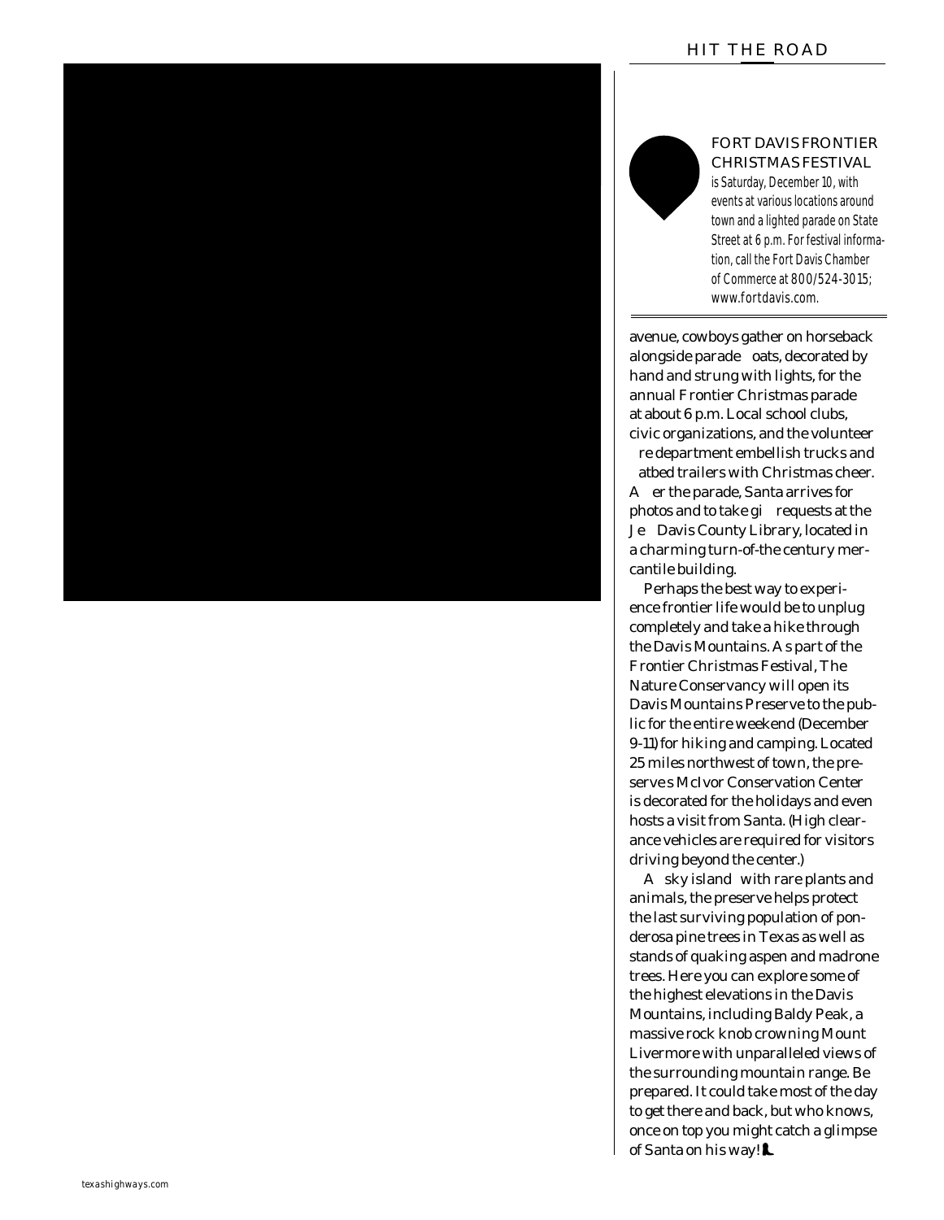**FORT DAVIS FRONTIER CHRISTMAS FESTIVAL**

*is Saturday, December 10, with events at various locations around town and a lighted parade on State Street at 6 p.m. For festival information, call the Fort Davis Chamber of Commerce at 800/524-3015; www.fortdavis.com.*

avenue, cowboys gather on horseback alongside parade oats, decorated by hand and strung with lights, for the annual Frontier Christmas parade at about 6 p.m. Local school clubs, civic organizations, and the volunteer re department embellish trucks and atbed trailers with Christmas cheer. A er the parade, Santa arrives for photos and to take gi requests at the Je Davis County Library, located in a charming turn-of-the century mercantile building.

Perhaps the best way to experience frontier life would be to unplug completely and take a hike through the Davis Mountains. As part of the Frontier Christmas Festival, The Nature Conservancy will open its Davis Mountains Preserve to the public for the entire weekend (December 9-11) for hiking and camping. Located 25 miles northwest of town, the preserves McIvor Conservation Center is decorated for the holidays and even hosts a visit from Santa. (High clearance vehicles are required for visitors driving beyond the center.)

A sky island with rare plants and animals, the preserve helps protect the last surviving population of ponderosa pine trees in Texas as well as stands of quaking aspen and madrone trees. Here you can explore some of the highest elevations in the Davis Mountains, including Baldy Peak, a massive rock knob crowning Mount Livermore with unparalleled views of the surrounding mountain range. Be prepared. It could take most of the day to get there and back, but who knows, once on top you might catch a glimpse of Santa on his way!